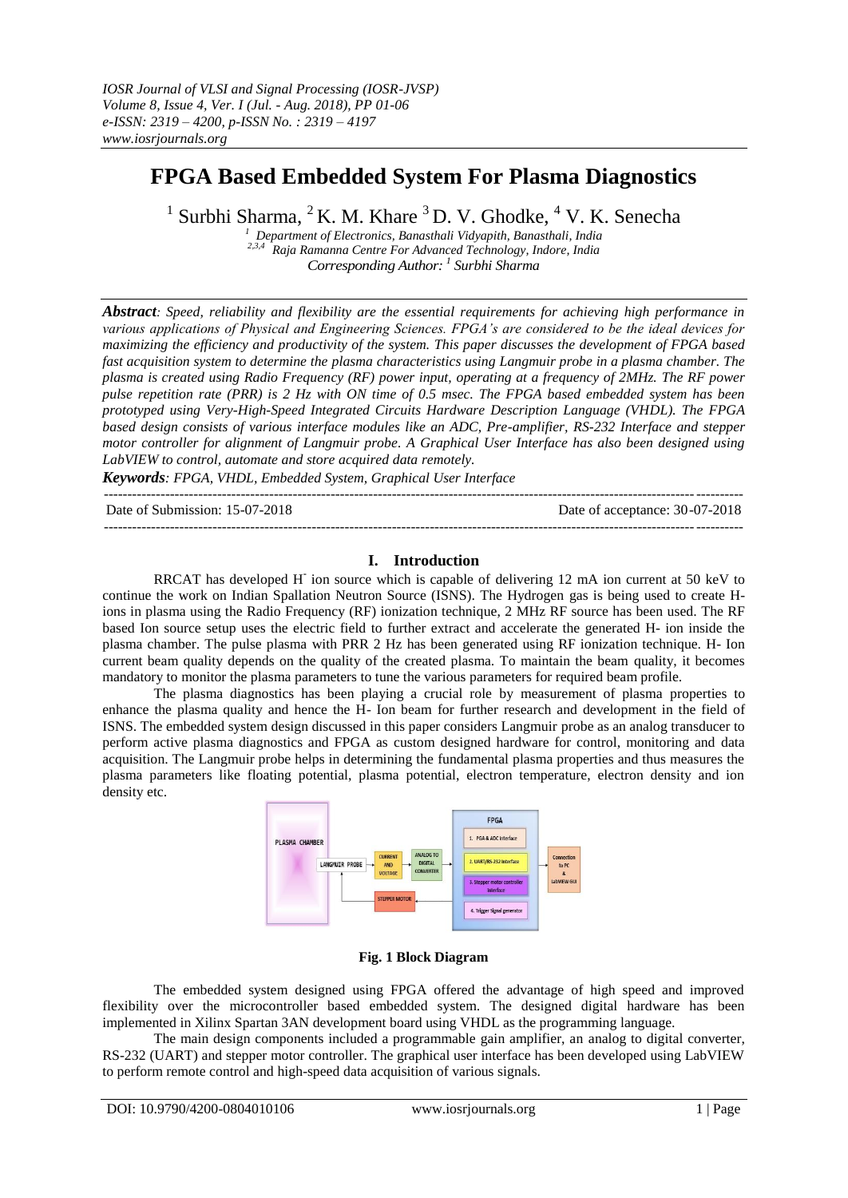*IOSR Journal of VLSI and Signal Processing (IOSR-JVSP)*
*Volume 8, Issue 4, Ver. I (Jul. - Aug. 2018), PP 01-06*
*e-ISSN: 2319 – 4200, p-ISSN No. : 2319 – 4197*
*www.iosrjournals.org*

# FPGA Based Embedded System For Plasma Diagnostics

[1] Surbhi Sharma, [2] K. M. Khare [3] D. V. Ghodke, [4] V. K. Senecha

*[1] Department of Electronics, Banasthali Vidyapith, Banasthali, India*
*[2,3,4] Raja Ramanna Centre For Advanced Technology, Indore, India*
*Corresponding Author: [1] Surbhi Sharma*

***Abstract**: Speed, reliability and flexibility are the essential requirements for achieving high performance in various applications of Physical and Engineering Sciences. FPGA's are considered to be the ideal devices for maximizing the efficiency and productivity of the system. This paper discusses the development of FPGA based fast acquisition system to determine the plasma characteristics using Langmuir probe in a plasma chamber. The plasma is created using Radio Frequency (RF) power input, operating at a frequency of 2MHz. The RF power pulse repetition rate (PRR) is 2 Hz with ON time of 0.5 msec. The FPGA based embedded system has been prototyped using Very-High-Speed Integrated Circuits Hardware Description Language (VHDL). The FPGA based design consists of various interface modules like an ADC, Pre-amplifier, RS-232 Interface and stepper motor controller for alignment of Langmuir probe. A Graphical User Interface has also been designed using LabVIEW to control, automate and store acquired data remotely.*

***Keywords**: FPGA, VHDL, Embedded System, Graphical User Interface*

Date of Submission: 15-07-2018 Date of acceptance: 30-07-2018

## I. Introduction

RRCAT has developed $H^-$ ion source which is capable of delivering 12 mA ion current at 50 keV to continue the work on Indian Spallation Neutron Source (ISNS). The Hydrogen gas is being used to create H- ions in plasma using the Radio Frequency (RF) ionization technique, 2 MHz RF source has been used. The RF based Ion source setup uses the electric field to further extract and accelerate the generated H- ion inside the plasma chamber. The pulse plasma with PRR 2 Hz has been generated using RF ionization technique. H- Ion current beam quality depends on the quality of the created plasma. To maintain the beam quality, it becomes mandatory to monitor the plasma parameters to tune the various parameters for required beam profile.

The plasma diagnostics has been playing a crucial role by measurement of plasma properties to enhance the plasma quality and hence the H- Ion beam for further research and development in the field of ISNS. The embedded system design discussed in this paper considers Langmuir probe as an analog transducer to perform active plasma diagnostics and FPGA as custom designed hardware for control, monitoring and data acquisition. The Langmuir probe helps in determining the fundamental plasma properties and thus measures the plasma parameters like floating potential, plasma potential, electron temperature, electron density and ion density etc.

**Fig. 1 Block Diagram**

The embedded system designed using FPGA offered the advantage of high speed and improved flexibility over the microcontroller based embedded system. The designed digital hardware has been implemented in Xilinx Spartan 3AN development board using VHDL as the programming language.

The main design components included a programmable gain amplifier, an analog to digital converter, RS-232 (UART) and stepper motor controller. The graphical user interface has been developed using LabVIEW to perform remote control and high-speed data acquisition of various signals.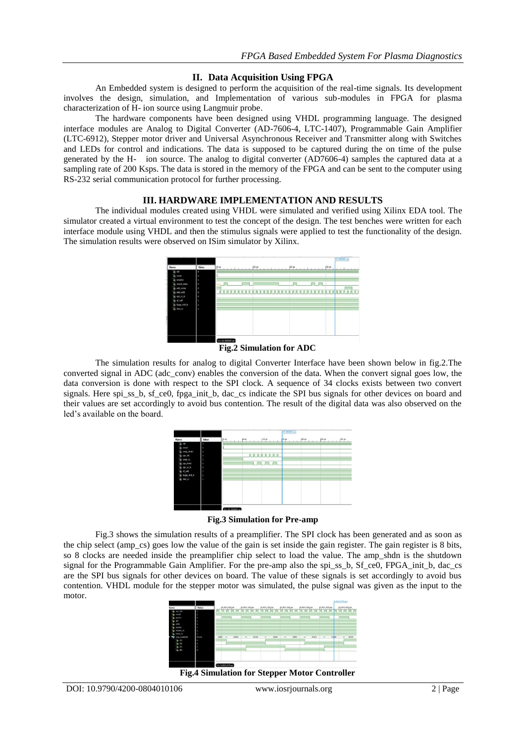## II. Data Acquisition Using FPGA

An Embedded system is designed to perform the acquisition of the real-time signals. Its development involves the design, simulation, and Implementation of various sub-modules in FPGA for plasma characterization of H- ion source using Langmuir probe.

The hardware components have been designed using VHDL programming language. The designed interface modules are Analog to Digital Converter (AD-7606-4, LTC-1407), Programmable Gain Amplifier (LTC-6912), Stepper motor driver and Universal Asynchronous Receiver and Transmitter along with Switches and LEDs for control and indications. The data is supposed to be captured during the on time of the pulse generated by the H- ion source. The analog to digital converter (AD7606-4) samples the captured data at a sampling rate of 200 Ksps. The data is stored in the memory of the FPGA and can be sent to the computer using RS-232 serial communication protocol for further processing.

## III. HARDWARE IMPLEMENTATION AND RESULTS

The individual modules created using VHDL were simulated and verified using Xilinx EDA tool. The simulator created a virtual environment to test the concept of the design. The test benches were written for each interface module using VHDL and then the stimulus signals were applied to test the functionality of the design. The simulation results were observed on ISim simulator by Xilinx.

**Fig.2 Simulation for ADC**

The simulation results for analog to digital Converter Interface have been shown below in fig.2.The converted signal in ADC (adc_conv) enables the conversion of the data. When the convert signal goes low, the data conversion is done with respect to the SPI clock. A sequence of 34 clocks exists between two convert signals. Here spi_ss_b, sf_ce0, fpga_init_b, dac_cs indicate the SPI bus signals for other devices on board and their values are set accordingly to avoid bus contention. The result of the digital data was also observed on the led's available on the board.

**Fig.3 Simulation for Pre-amp**

Fig.3 shows the simulation results of a preamplifier. The SPI clock has been generated and as soon as the chip select (amp_cs) goes low the value of the gain is set inside the gain register. The gain register is 8 bits, so 8 clocks are needed inside the preamplifier chip select to load the value. The amp_shdn is the shutdown signal for the Programmable Gain Amplifier. For the pre-amp also the spi_ss_b, Sf_ce0, FPGA_init_b, dac_cs are the SPI bus signals for other devices on board. The value of these signals is set accordingly to avoid bus contention. VHDL module for the stepper motor was simulated, the pulse signal was given as the input to the motor.

**Fig.4 Simulation for Stepper Motor Controller**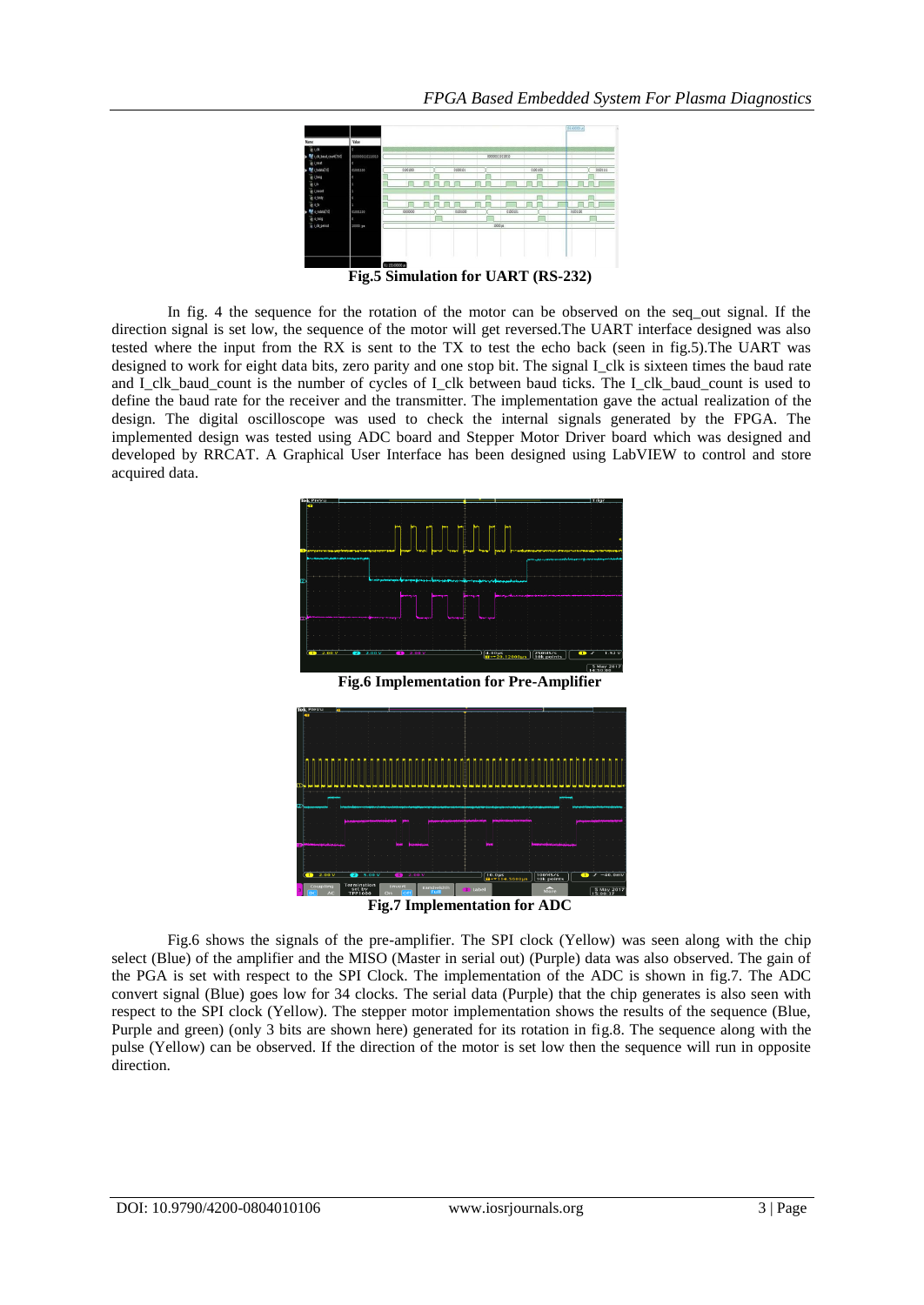**Fig.5 Simulation for UART (RS-232)**

In fig. 4 the sequence for the rotation of the motor can be observed on the seq_out signal. If the direction signal is set low, the sequence of the motor will get reversed.The UART interface designed was also tested where the input from the RX is sent to the TX to test the echo back (seen in fig.5).The UART was designed to work for eight data bits, zero parity and one stop bit. The signal I_clk is sixteen times the baud rate and I_clk_baud_count is the number of cycles of I_clk between baud ticks. The I_clk_baud_count is used to define the baud rate for the receiver and the transmitter. The implementation gave the actual realization of the design. The digital oscilloscope was used to check the internal signals generated by the FPGA. The implemented design was tested using ADC board and Stepper Motor Driver board which was designed and developed by RRCAT. A Graphical User Interface has been designed using LabVIEW to control and store acquired data.

**Fig.6 Implementation for Pre-Amplifier**

**Fig.7 Implementation for ADC**

Fig.6 shows the signals of the pre-amplifier. The SPI clock (Yellow) was seen along with the chip select (Blue) of the amplifier and the MISO (Master in serial out) (Purple) data was also observed. The gain of the PGA is set with respect to the SPI Clock. The implementation of the ADC is shown in fig.7. The ADC convert signal (Blue) goes low for 34 clocks. The serial data (Purple) that the chip generates is also seen with respect to the SPI clock (Yellow). The stepper motor implementation shows the results of the sequence (Blue, Purple and green) (only 3 bits are shown here) generated for its rotation in fig.8. The sequence along with the pulse (Yellow) can be observed. If the direction of the motor is set low then the sequence will run in opposite direction.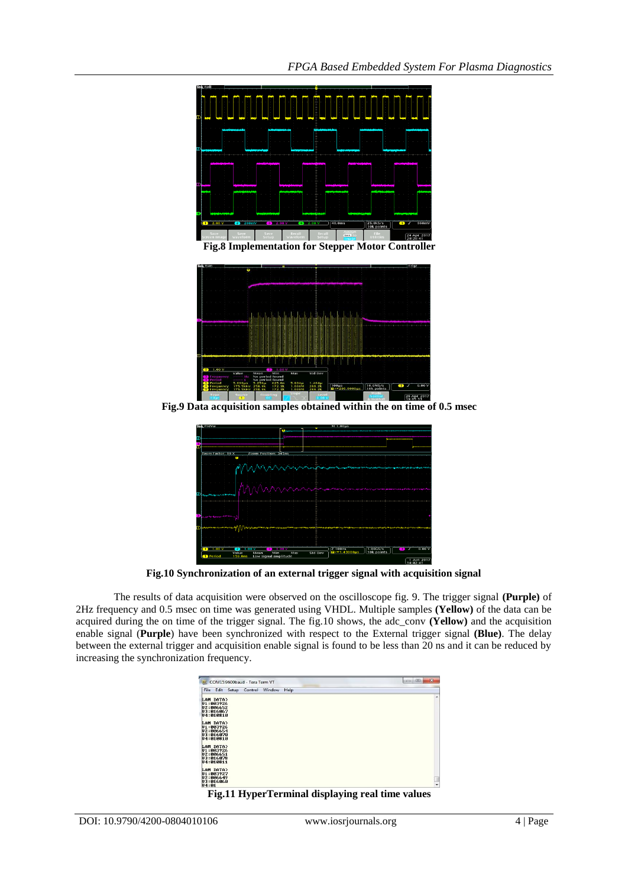**Fig.8 Implementation for Stepper Motor Controller**

**Fig.9 Data acquisition samples obtained within the on time of 0.5 msec**

**Fig.10 Synchronization of an external trigger signal with acquisition signal**

The results of data acquisition were observed on the oscilloscope fig. 9. The trigger signal **(Purple)** of 2Hz frequency and 0.5 msec on time was generated using VHDL. Multiple samples **(Yellow)** of the data can be acquired during the on time of the trigger signal. The fig.10 shows, the adc_conv **(Yellow)** and the acquisition enable signal (**Purple**) have been synchronized with respect to the External trigger signal **(Blue)**. The delay between the external trigger and acquisition enable signal is found to be less than 20 ns and it can be reduced by increasing the synchronization frequency.

**Fig.11 HyperTerminal displaying real time values**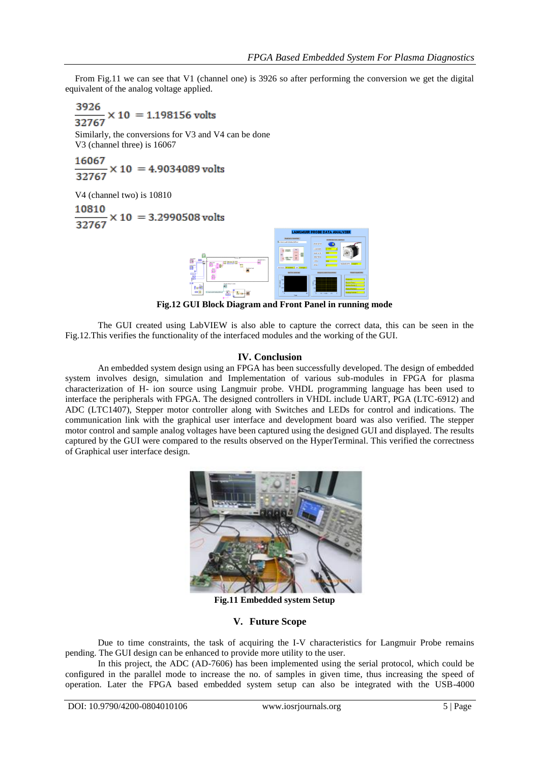From Fig.11 we can see that V1 (channel one) is 3926 so after performing the conversion we get the digital equivalent of the analog voltage applied.

$$\frac{3926}{32767} \times 10 = 1.198156 \text{ volts}$$

Similarly, the conversions for V3 and V4 can be done
V3 (channel three) is 16067

$$\frac{16067}{32767} \times 10 = 4.9034089 \text{ volts}$$

V4 (channel two) is 10810

$$\frac{10810}{32767} \times 10 = 3.2990508 \text{ volts}$$

**Fig.12 GUI Block Diagram and Front Panel in running mode**

The GUI created using LabVIEW is also able to capture the correct data, this can be seen in the Fig.12.This verifies the functionality of the interfaced modules and the working of the GUI.

## IV. Conclusion

An embedded system design using an FPGA has been successfully developed. The design of embedded system involves design, simulation and Implementation of various sub-modules in FPGA for plasma characterization of H- ion source using Langmuir probe. VHDL programming language has been used to interface the peripherals with FPGA. The designed controllers in VHDL include UART, PGA (LTC-6912) and ADC (LTC1407), Stepper motor controller along with Switches and LEDs for control and indications. The communication link with the graphical user interface and development board was also verified. The stepper motor control and sample analog voltages have been captured using the designed GUI and displayed. The results captured by the GUI were compared to the results observed on the HyperTerminal. This verified the correctness of Graphical user interface design.

**Fig.11 Embedded system Setup**

## V. Future Scope

Due to time constraints, the task of acquiring the I-V characteristics for Langmuir Probe remains pending. The GUI design can be enhanced to provide more utility to the user.

In this project, the ADC (AD-7606) has been implemented using the serial protocol, which could be configured in the parallel mode to increase the no. of samples in given time, thus increasing the speed of operation. Later the FPGA based embedded system setup can also be integrated with the USB-4000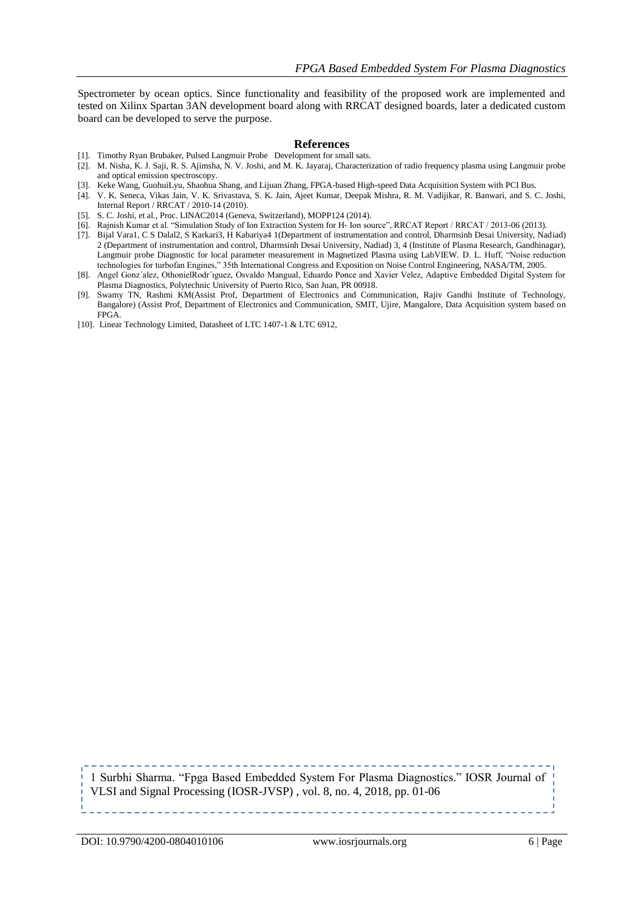Spectrometer by ocean optics. Since functionality and feasibility of the proposed work are implemented and tested on Xilinx Spartan 3AN development board along with RRCAT designed boards, later a dedicated custom board can be developed to serve the purpose.

## References

[1]. Timothy Ryan Brubaker, Pulsed Langmuir Probe Development for small sats.

[2]. M. Nisha, K. J. Saji, R. S. Ajimsha, N. V. Joshi, and M. K. Jayaraj, Characterization of radio frequency plasma using Langmuir probe and optical emission spectroscopy.

[3]. Keke Wang, GuohuiLyu, Shaohua Shang, and Lijuan Zhang, FPGA-based High-speed Data Acquisition System with PCI Bus.

[4]. V. K. Seneca, Vikas Jain, V. K. Srivastava, S. K. Jain, Ajeet Kumar, Deepak Mishra, R. M. Vadijikar, R. Banwari, and S. C. Joshi, Internal Report / RRCAT / 2010-14 (2010).

[5]. S. C. Joshi, et al., Proc. LINAC2014 (Geneva, Switzerland), MOPP124 (2014).

[6]. Rajnish Kumar et al. "Simulation Study of Ion Extraction System for H- Ion source", RRCAT Report / RRCAT / 2013-06 (2013).

[7]. Bijal Vara1, C S Dalal2, S Karkari3, H Kabariya4 1(Department of instrumentation and control, Dharmsinh Desai University, Nadiad) 2 (Department of instrumentation and control, Dharmsinh Desai University, Nadiad) 3, 4 (Institute of Plasma Research, Gandhinagar), Langmuir probe Diagnostic for local parameter measurement in Magnetized Plasma using LabVIEW. D. L. Huff, "Noise reduction technologies for turbofan Engines," 35th International Congress and Exposition on Noise Control Engineering, NASA/TM, 2005.

[8]. Angel Gonz´alez, OthonielRodr´ıguez, Osvaldo Mangual, Eduardo Ponce and Xavier Velez, Adaptive Embedded Digital System for Plasma Diagnostics, Polytechnic University of Puerto Rico, San Juan, PR 00918.

[9]. Swamy TN, Rashmi KM(Assist Prof, Department of Electronics and Communication, Rajiv Gandhi Institute of Technology, Bangalore) (Assist Prof, Department of Electronics and Communication, SMIT, Ujire, Mangalore, Data Acquisition system based on FPGA.

[10]. Linear Technology Limited, Datasheet of LTC 1407-1 & LTC 6912,

1 Surbhi Sharma. "Fpga Based Embedded System For Plasma Diagnostics." IOSR Journal of VLSI and Signal Processing (IOSR-JVSP) , vol. 8, no. 4, 2018, pp. 01-06